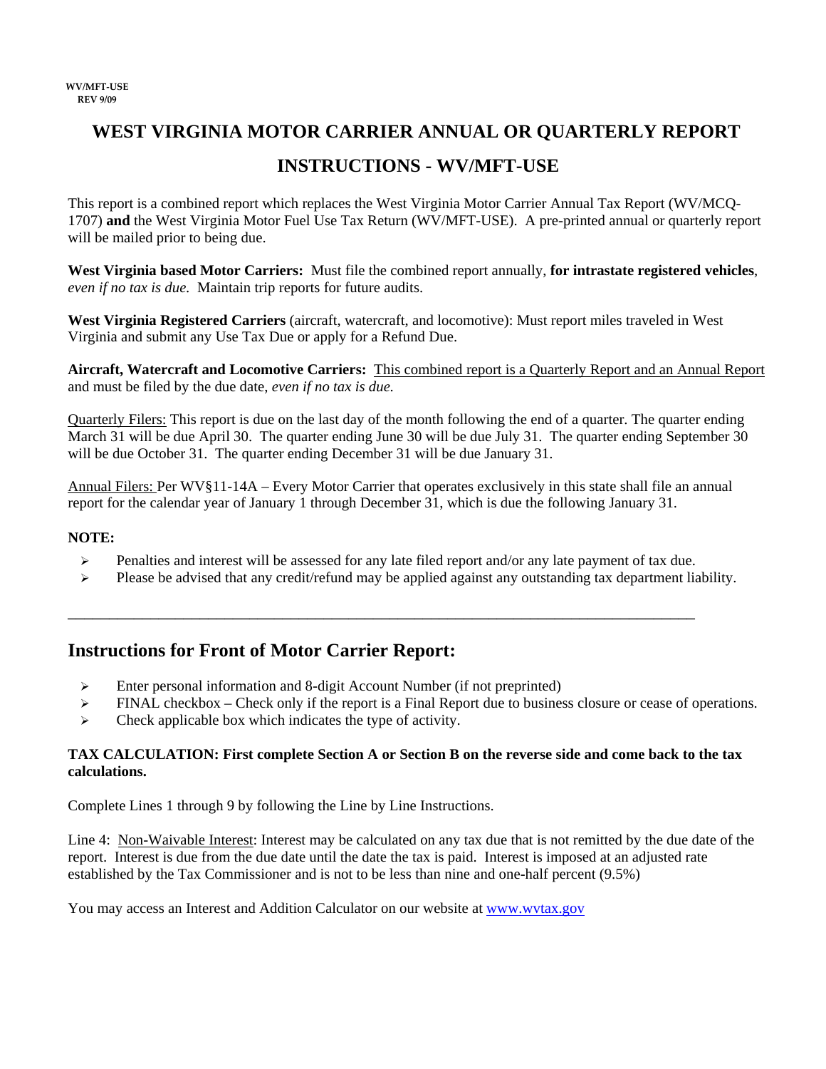WV/MFT-USE
REV 9/09

# WEST VIRGINIA MOTOR CARRIER ANNUAL OR QUARTERLY REPORT

## INSTRUCTIONS - WV/MFT-USE

This report is a combined report which replaces the West Virginia Motor Carrier Annual Tax Report (WV/MCQ-1707) **and** the West Virginia Motor Fuel Use Tax Return (WV/MFT-USE). A pre-printed annual or quarterly report will be mailed prior to being due.

**West Virginia based Motor Carriers:** Must file the combined report annually, **for intrastate registered vehicles**, *even if no tax is due.* Maintain trip reports for future audits.

**West Virginia Registered Carriers** (aircraft, watercraft, and locomotive): Must report miles traveled in West Virginia and submit any Use Tax Due or apply for a Refund Due.

**Aircraft, Watercraft and Locomotive Carriers:** This combined report is a Quarterly Report and an Annual Report and must be filed by the due date, *even if no tax is due.*

Quarterly Filers: This report is due on the last day of the month following the end of a quarter. The quarter ending March 31 will be due April 30. The quarter ending June 30 will be due July 31. The quarter ending September 30 will be due October 31. The quarter ending December 31 will be due January 31.

Annual Filers: Per WV§11-14A – Every Motor Carrier that operates exclusively in this state shall file an annual report for the calendar year of January 1 through December 31, which is due the following January 31.

**NOTE:**

- Penalties and interest will be assessed for any late filed report and/or any late payment of tax due.
- Please be advised that any credit/refund may be applied against any outstanding tax department liability.

---

## Instructions for Front of Motor Carrier Report:

- Enter personal information and 8-digit Account Number (if not preprinted)
- FINAL checkbox – Check only if the report is a Final Report due to business closure or cease of operations.
- Check applicable box which indicates the type of activity.

**TAX CALCULATION: First complete Section A or Section B on the reverse side and come back to the tax calculations.**

Complete Lines 1 through 9 by following the Line by Line Instructions.

Line 4: Non-Waivable Interest: Interest may be calculated on any tax due that is not remitted by the due date of the report. Interest is due from the due date until the date the tax is paid. Interest is imposed at an adjusted rate established by the Tax Commissioner and is not to be less than nine and one-half percent (9.5%)

You may access an Interest and Addition Calculator on our website at www.wvtax.gov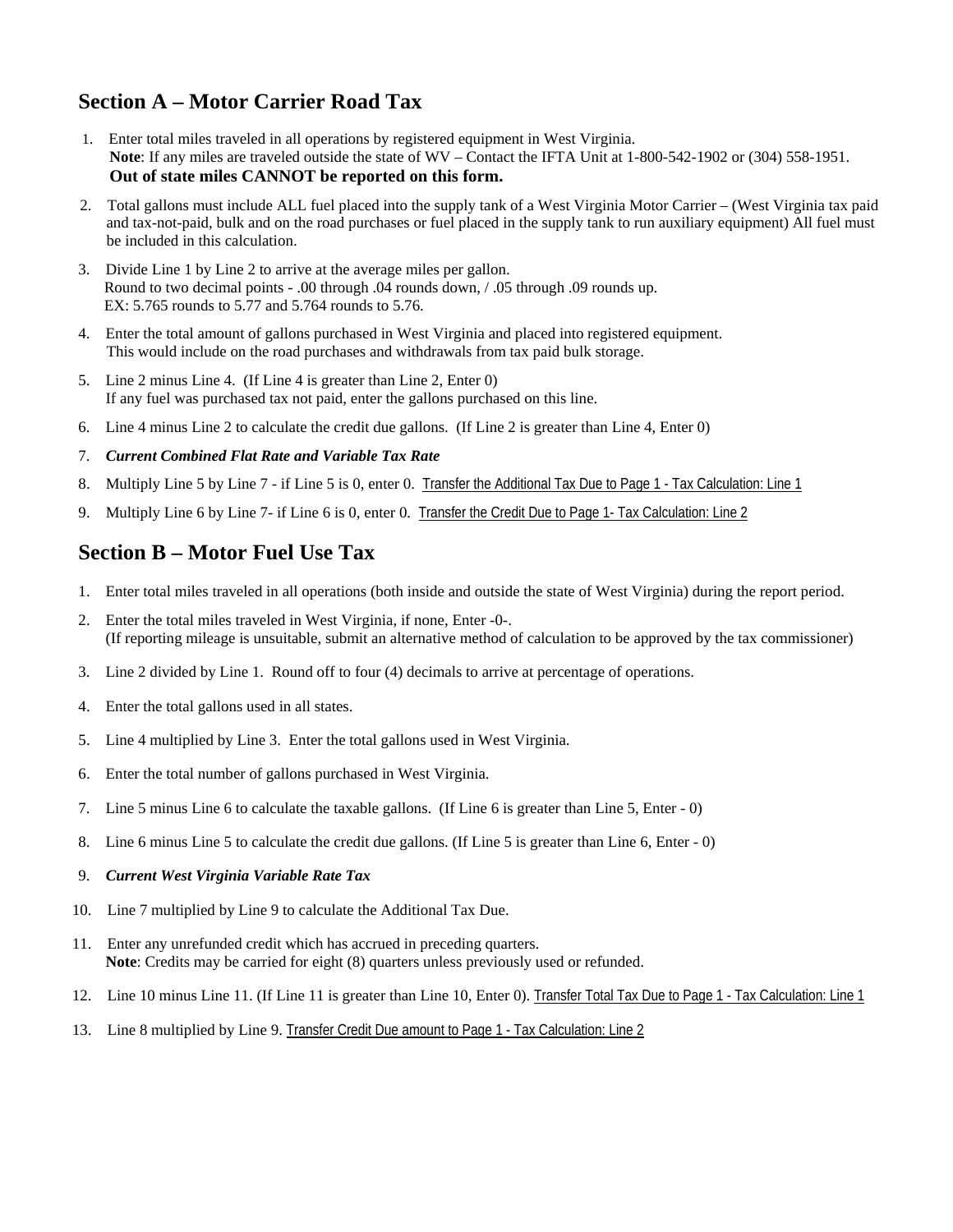## Section A – Motor Carrier Road Tax

1. Enter total miles traveled in all operations by registered equipment in West Virginia.
   **Note**: If any miles are traveled outside the state of WV – Contact the IFTA Unit at 1-800-542-1902 or (304) 558-1951.
   **Out of state miles CANNOT be reported on this form.**
2. Total gallons must include ALL fuel placed into the supply tank of a West Virginia Motor Carrier – (West Virginia tax paid and tax-not-paid, bulk and on the road purchases or fuel placed in the supply tank to run auxiliary equipment) All fuel must be included in this calculation.
3. Divide Line 1 by Line 2 to arrive at the average miles per gallon.
   Round to two decimal points - .00 through .04 rounds down, / .05 through .09 rounds up.
   EX: 5.765 rounds to 5.77 and 5.764 rounds to 5.76.
4. Enter the total amount of gallons purchased in West Virginia and placed into registered equipment.
   This would include on the road purchases and withdrawals from tax paid bulk storage.
5. Line 2 minus Line 4. (If Line 4 is greater than Line 2, Enter 0)
   If any fuel was purchased tax not paid, enter the gallons purchased on this line.
6. Line 4 minus Line 2 to calculate the credit due gallons. (If Line 2 is greater than Line 4, Enter 0)
7. ***Current Combined Flat Rate and Variable Tax Rate***
8. Multiply Line 5 by Line 7 - if Line 5 is 0, enter 0. Transfer the Additional Tax Due to Page 1 - Tax Calculation: Line 1
9. Multiply Line 6 by Line 7- if Line 6 is 0, enter 0. Transfer the Credit Due to Page 1- Tax Calculation: Line 2

## Section B – Motor Fuel Use Tax

1. Enter total miles traveled in all operations (both inside and outside the state of West Virginia) during the report period.
2. Enter the total miles traveled in West Virginia, if none, Enter -0-.
   (If reporting mileage is unsuitable, submit an alternative method of calculation to be approved by the tax commissioner)
3. Line 2 divided by Line 1. Round off to four (4) decimals to arrive at percentage of operations.
4. Enter the total gallons used in all states.
5. Line 4 multiplied by Line 3. Enter the total gallons used in West Virginia.
6. Enter the total number of gallons purchased in West Virginia.
7. Line 5 minus Line 6 to calculate the taxable gallons. (If Line 6 is greater than Line 5, Enter - 0)
8. Line 6 minus Line 5 to calculate the credit due gallons. (If Line 5 is greater than Line 6, Enter - 0)
9. ***Current West Virginia Variable Rate Tax***
10. Line 7 multiplied by Line 9 to calculate the Additional Tax Due.
11. Enter any unrefunded credit which has accrued in preceding quarters.
    **Note**: Credits may be carried for eight (8) quarters unless previously used or refunded.
12. Line 10 minus Line 11. (If Line 11 is greater than Line 10, Enter 0). Transfer Total Tax Due to Page 1 - Tax Calculation: Line 1
13. Line 8 multiplied by Line 9. Transfer Credit Due amount to Page 1 - Tax Calculation: Line 2